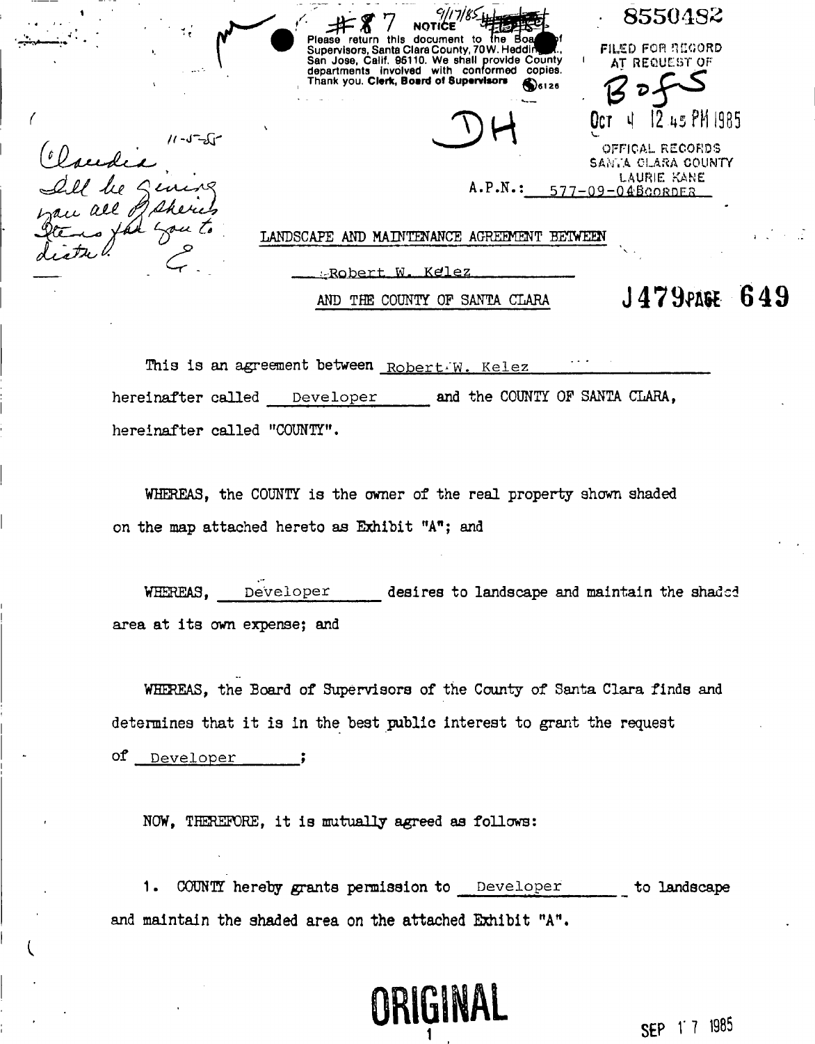#7 NOTICE 9/17/85

Please return this document to the Board of Supervisors, Santa Clara County, 70 W. Hedding St., San Jose, Calif. 95110. We shall provide County departments involved with conformed copies. Thank you. Clerk, Board of Supervisors

8550482

FILED FOR RECORD AT REQUEST OF BofS

Oct 4 12 45 PM 1985

OFFICAL RECORDS SANTA CLARA COUNTY LAURIE KANE RECORDER

DH

11-5-85

Claudia
I'll be giving you all of Sheri's items for you to distr.
G.

A.P.N.: 577-09-046

LANDSCAPE AND MAINTENANCE AGREEMENT BETWEEN

Robert W. Kelez

AND THE COUNTY OF SANTA CLARA

J479 PAGE 649

This is an agreement between Robert W. Kelez hereinafter called Developer and the COUNTY OF SANTA CLARA, hereinafter called "COUNTY".

WHEREAS, the COUNTY is the owner of the real property shown shaded on the map attached hereto as Exhibit "A"; and

WHEREAS, Developer desires to landscape and maintain the shaded area at its own expense; and

WHEREAS, the Board of Supervisors of the County of Santa Clara finds and determines that it is in the best public interest to grant the request of Developer;

NOW, THEREFORE, it is mutually agreed as follows:

1. COUNTY hereby grants permission to Developer to landscape and maintain the shaded area on the attached Exhibit "A".

ORIGINAL

SEP 17 1985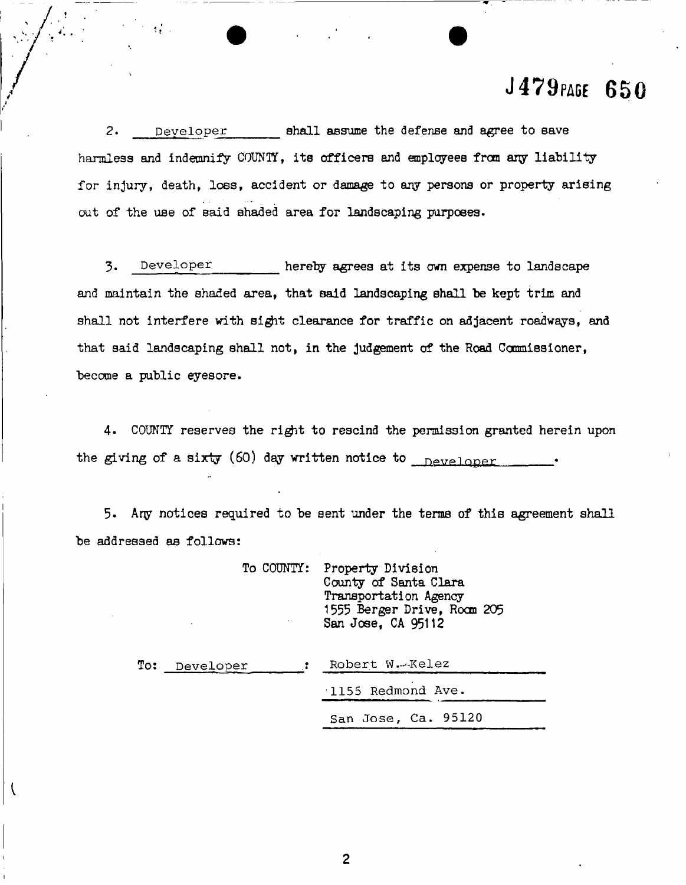2. Developer shall assume the defense and agree to save harmless and indemnify COUNTY, its officers and employees from any liability for injury, death, loss, accident or damage to any persons or property arising out of the use of said shaded area for landscaping purposes.

3. Developer hereby agrees at its own expense to landscape and maintain the shaded area, that said landscaping shall be kept trim and shall not interfere with sight clearance for traffic on adjacent roadways, and that said landscaping shall not, in the judgement of the Road Commissioner, become a public eyesore.

4. COUNTY reserves the right to rescind the permission granted herein upon the giving of a sixty (60) day written notice to Developer.

5. Any notices required to be sent under the terms of this agreement shall be addressed as follows:

To COUNTY: Property Division
County of Santa Clara
Transportation Agency
1555 Berger Drive, Room 205
San Jose, CA 95112

To: Developer : Robert W. Kelez
1155 Redmond Ave.
San Jose, Ca. 95120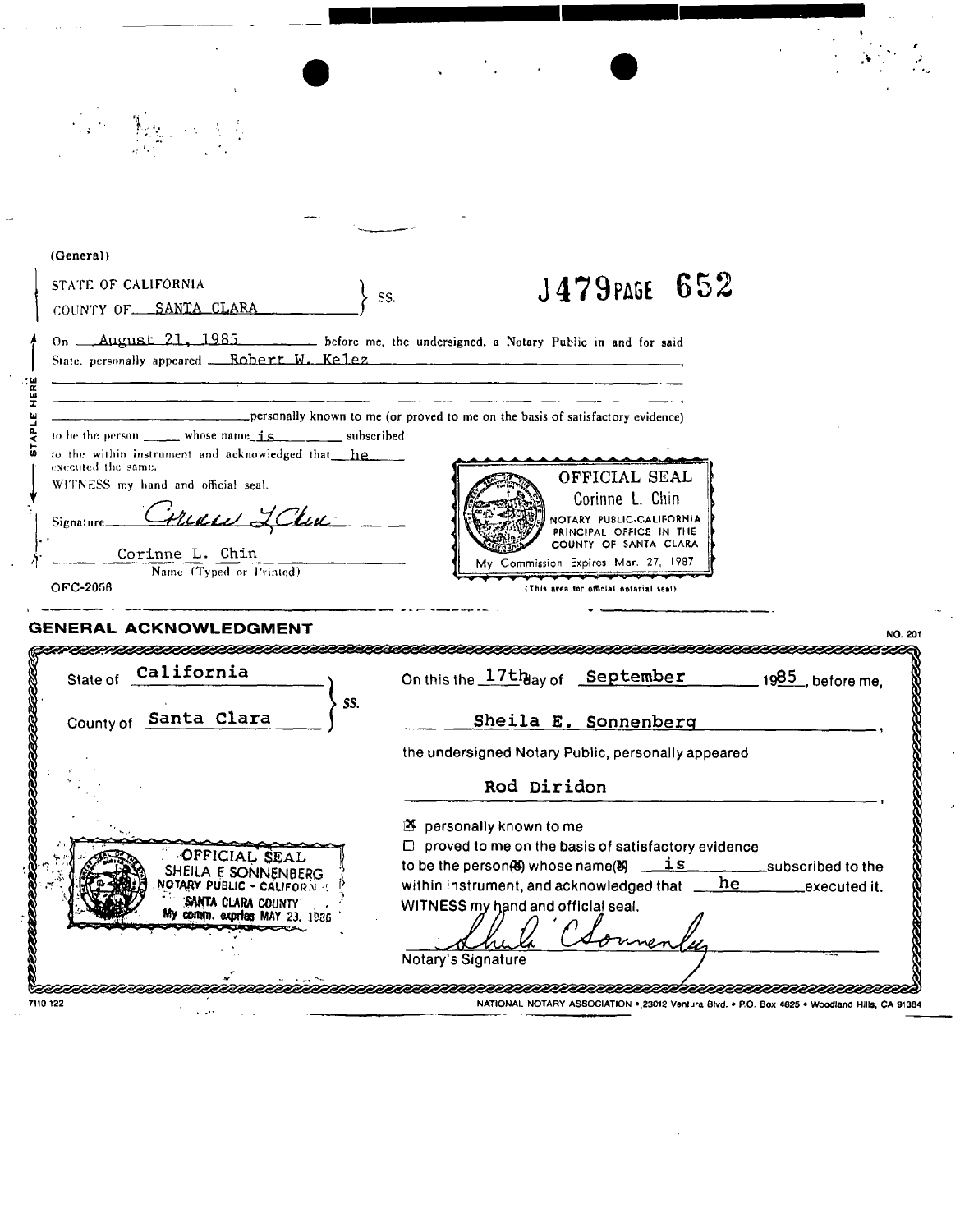(General)

STATE OF CALIFORNIA
COUNTY OF SANTA CLARA } SS.

**J479 PAGE 652**

On August 21, 1985 before me, the undersigned, a Notary Public in and for said State, personally appeared Robert W. Kelez

personally known to me (or proved to me on the basis of satisfactory evidence) to be the person whose name is subscribed to the within instrument and acknowledged that he executed the same.

WITNESS my hand and official seal.

Signature (signature)

Corinne L. Chin
Name (Typed or Printed)

OFC-2056

OFFICIAL SEAL
Corinne L. Chin
NOTARY PUBLIC-CALIFORNIA
PRINCIPAL OFFICE IN THE
COUNTY OF SANTA CLARA
My Commission Expires Mar. 27, 1987

(This area for official notarial seal)

## GENERAL ACKNOWLEDGMENT

NO. 201

State of California
County of Santa Clara } SS.

On this the 17th day of September 1985, before me,

Sheila E. Sonnenberg

the undersigned Notary Public, personally appeared

Rod Diridon

☒ personally known to me
☐ proved to me on the basis of satisfactory evidence

to be the person(s) whose name(s) is subscribed to the within instrument, and acknowledged that he executed it.

WITNESS my hand and official seal.

(signature)
Notary's Signature

OFFICIAL SEAL
SHEILA E SONNENBERG
NOTARY PUBLIC - CALIFORNIA
SANTA CLARA COUNTY
My comm. expires MAY 23, 1986

7110 122

NATIONAL NOTARY ASSOCIATION • 23012 Ventura Blvd. • P.O. Box 4625 • Woodland Hills, CA 91364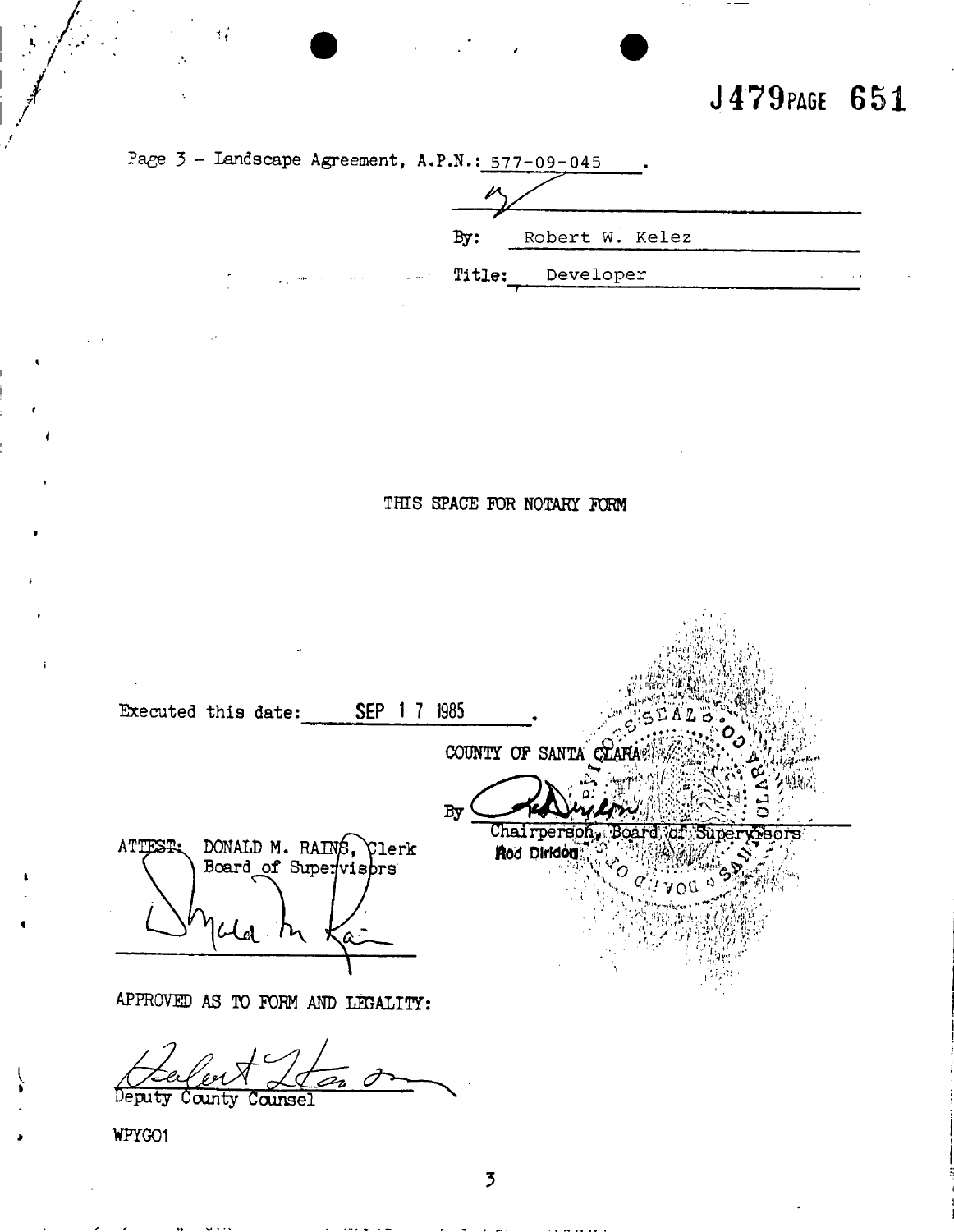J479 PAGE 651

Page 3 - Landscape Agreement, A.P.N.: 577-09-045 .

By: Robert W. Kelez

Title: Developer

THIS SPACE FOR NOTARY FORM

Executed this date: SEP 17 1985 .

COUNTY OF SANTA CLARA

By

Chairperson, Board of Supervisors
Rod Diridon

ATTEST: DONALD M. RAINS, Clerk
Board of Supervisors

APPROVED AS TO FORM AND LEGALITY:

Deputy County Counsel

WPYG01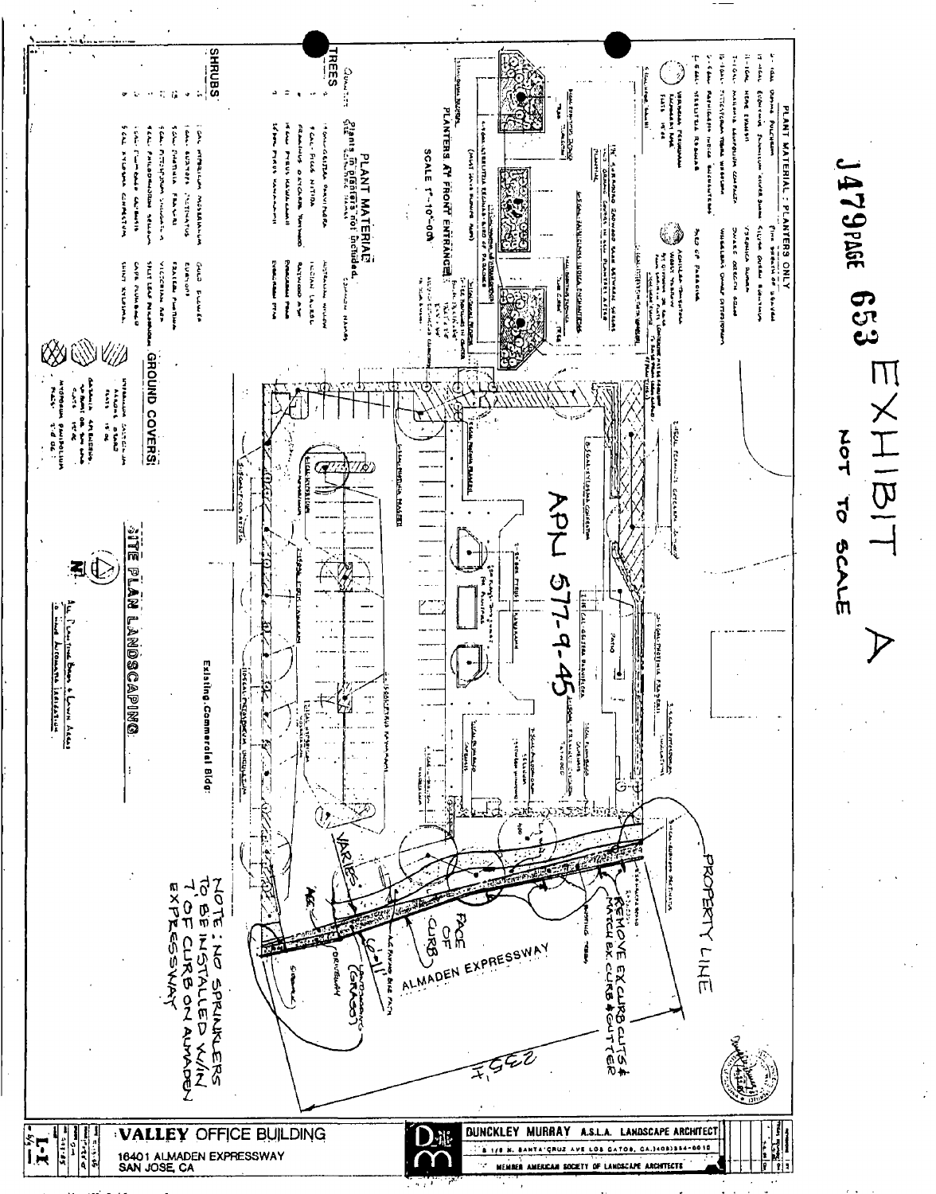# EXHIBIT A

NOT TO SCALE

J479 PAGE 653

APN 577-9-45

## SITE PLAN LANDSCAPING

Existing Commercial Bldg.

ALMADEN EXPRESSWAY

PROPERTY LINE

REMOVE EX CURB CUTS & MATCH EX CURB & GUTTER

FACE OF CURB

VARIES

235'±

NOTE: NO SPRINKLERS TO BE INSTALLED W/IN 7' OF CURB ON ALMADEN EXPRESSWAY

## PLANT MATERIAL: PLANTERS ONLY

## PLANTERS AT FRONT ENTRANCE

SCALE 1"=10'-0"

## PLANT MATERIAL

Plants in planters not included.

### TREES

### SHRUBS

### GROUND COVERS

All planting beds & lawn areas to have automatic irrigation

**DUNCKLEY MURRAY A.S.L.A. LANDSCAPE ARCHITECT**

MEMBER AMERICAN SOCIETY OF LANDSCAPE ARCHITECTS

**VALLEY OFFICE BUILDING**

16401 ALMADEN EXPRESSWAY
SAN JOSE, CA

L-1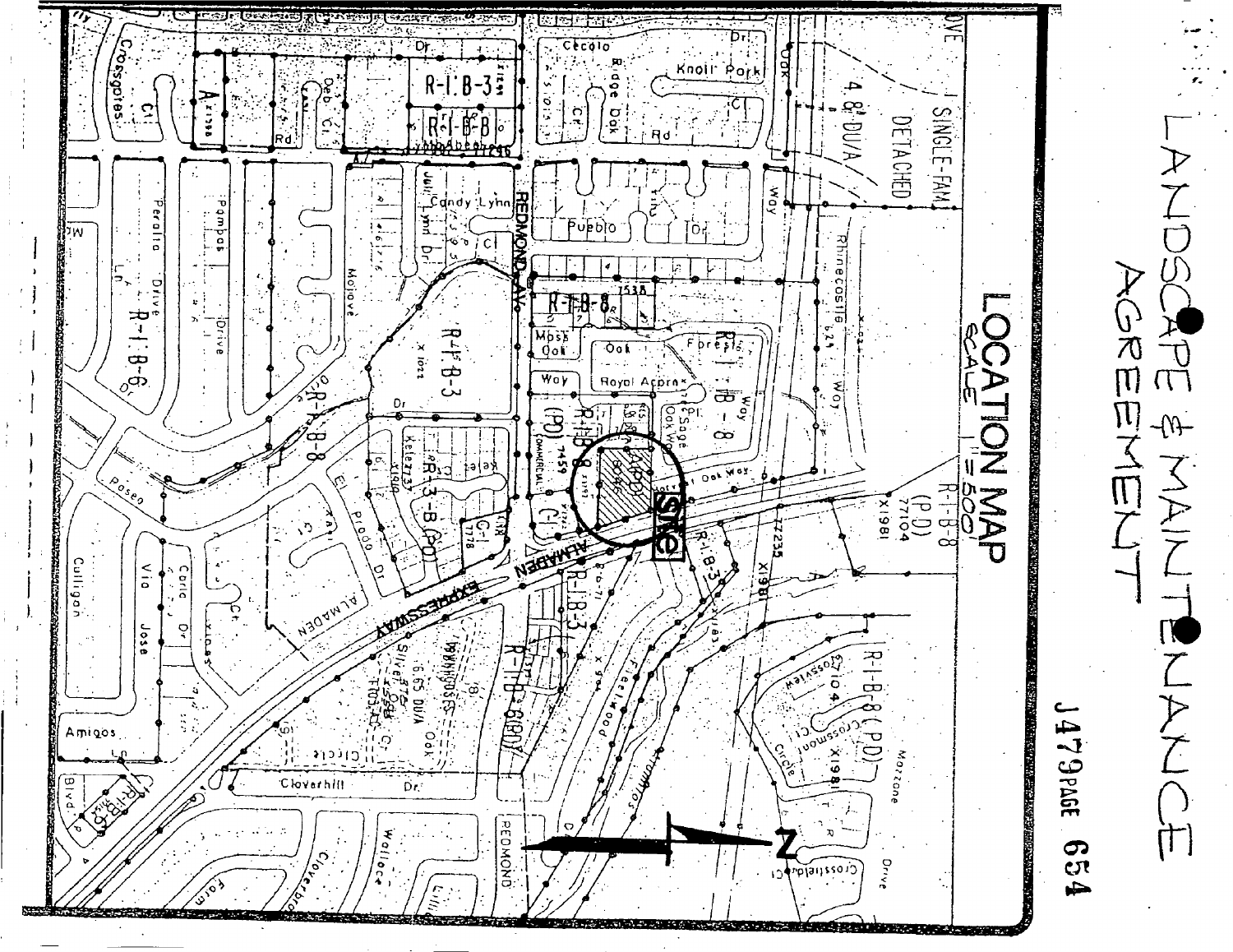# LANDSCAPE & MAINTENANCE AGREEMENT

## LOCATION MAP

SCALE 1" = 500'

SITE

J479 PAGE 654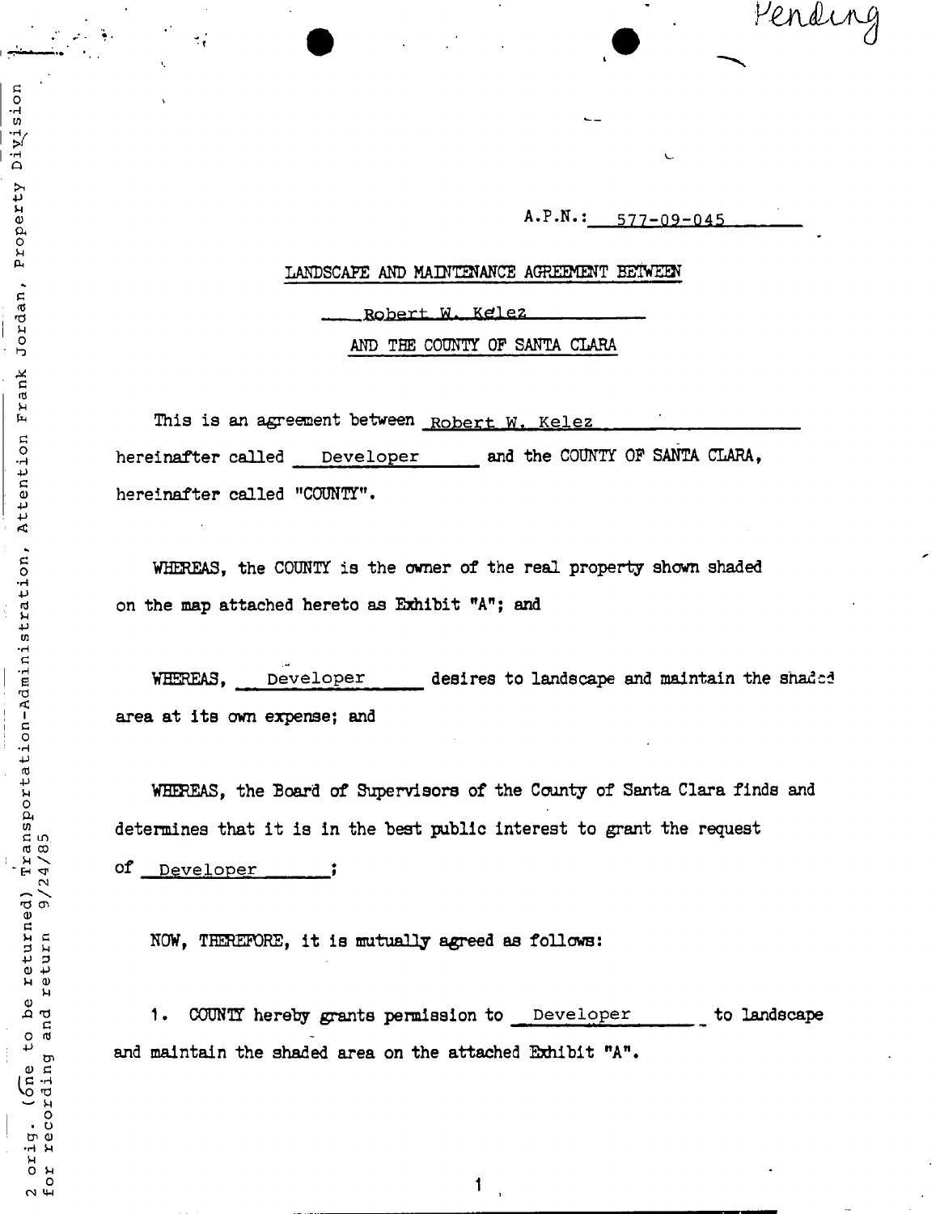Pending

A.P.N.: 577-09-045

LANDSCAPE AND MAINTENANCE AGREEMENT BETWEEN

Robert W. Kelez

AND THE COUNTY OF SANTA CLARA

2 orig. (one to be returned) Transportation-Administration, Attention Frank Jordan, Property Division for recording and return 9/24/85

This is an agreement between Robert W. Kelez hereinafter called Developer and the COUNTY OF SANTA CLARA, hereinafter called "COUNTY".

WHEREAS, the COUNTY is the owner of the real property shown shaded on the map attached hereto as Exhibit "A"; and

WHEREAS, Developer desires to landscape and maintain the shaded area at its own expense; and

WHEREAS, the Board of Supervisors of the County of Santa Clara finds and determines that it is in the best public interest to grant the request of Developer;

NOW, THEREFORE, it is mutually agreed as follows:

1. COUNTY hereby grants permission to Developer to landscape and maintain the shaded area on the attached Exhibit "A".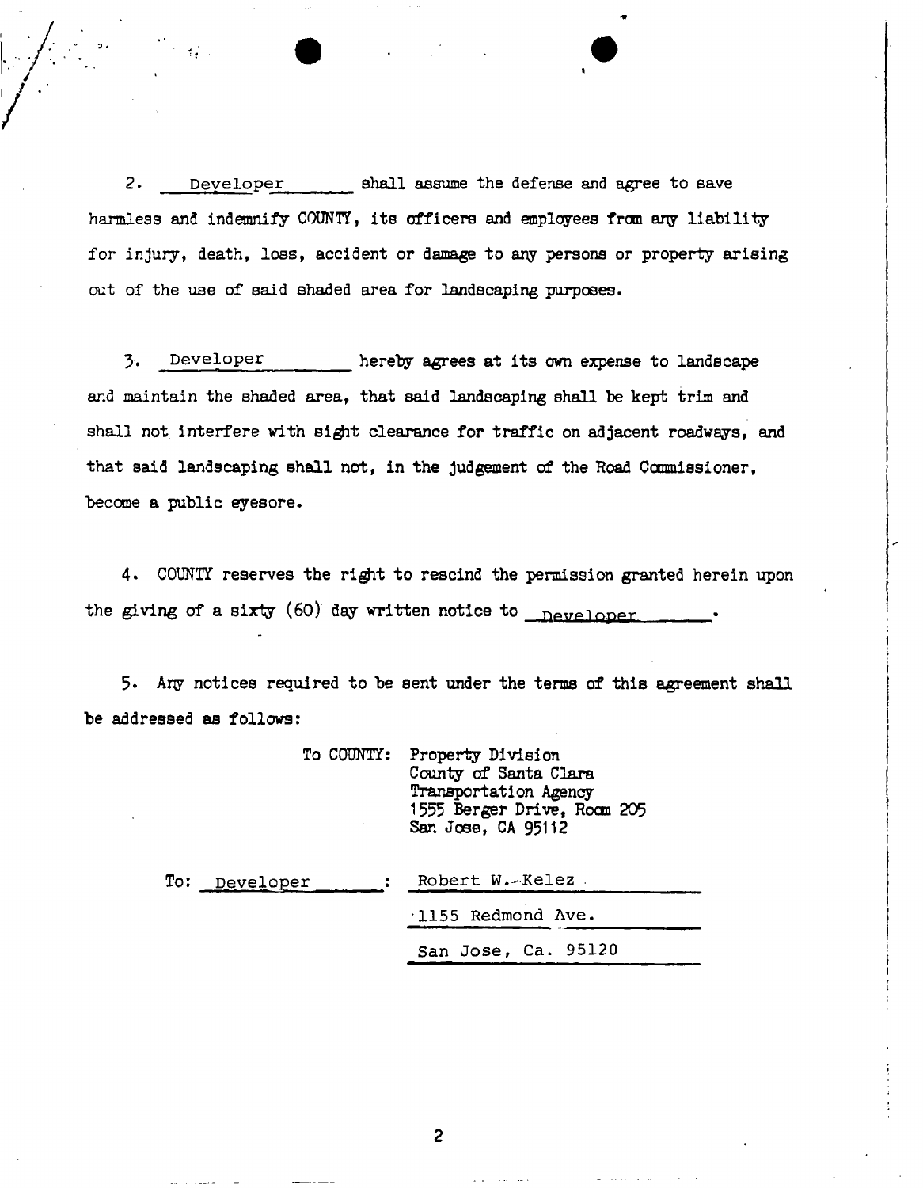2. Developer shall assume the defense and agree to save harmless and indemnify COUNTY, its officers and employees from any liability for injury, death, loss, accident or damage to any persons or property arising out of the use of said shaded area for landscaping purposes.

3. Developer hereby agrees at its own expense to landscape and maintain the shaded area, that said landscaping shall be kept trim and shall not interfere with sight clearance for traffic on adjacent roadways, and that said landscaping shall not, in the judgement of the Road Commissioner, become a public eyesore.

4. COUNTY reserves the right to rescind the permission granted herein upon the giving of a sixty (60) day written notice to Developer.

5. Any notices required to be sent under the terms of this agreement shall be addressed as follows:

To COUNTY: Property Division
County of Santa Clara
Transportation Agency
1555 Berger Drive, Room 205
San Jose, CA 95112

To: Developer : Robert W. Kelez
1155 Redmond Ave.
San Jose, Ca. 95120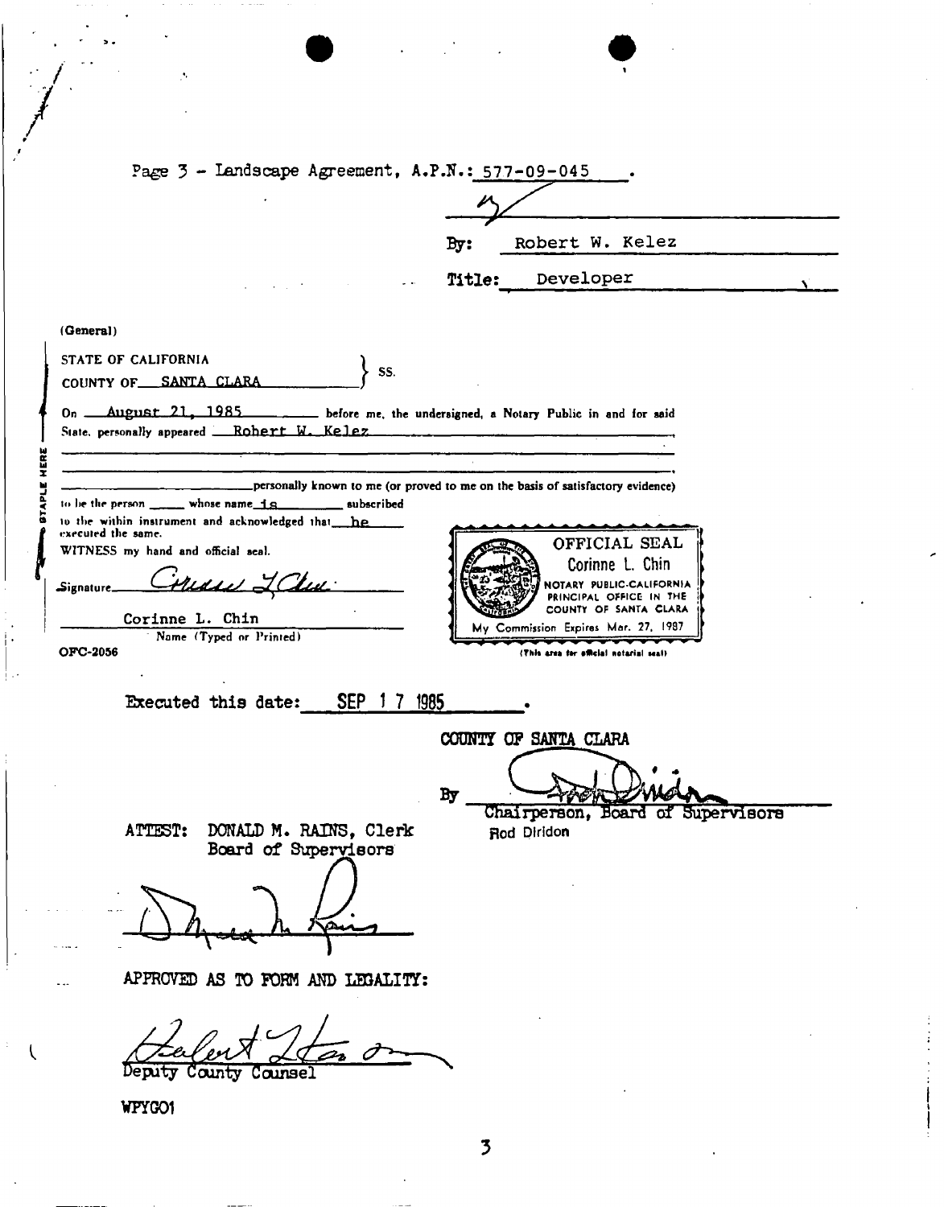Page 3 - Landscape Agreement, A.P.N.: 577-09-045 .

By: Robert W. Kelez

Title: Developer

(General)

STATE OF CALIFORNIA
COUNTY OF SANTA CLARA } SS.

On August 21, 1985 before me, the undersigned, a Notary Public in and for said State, personally appeared Robert W. Kelez

personally known to me (or proved to me on the basis of satisfactory evidence) to be the person whose name is subscribed to the within instrument and acknowledged that he executed the same.

WITNESS my hand and official seal.

Signature

Corinne L. Chin
Name (Typed or Printed)

OFC-2056

OFFICIAL SEAL
Corinne L. Chin
NOTARY PUBLIC-CALIFORNIA
PRINCIPAL OFFICE IN THE COUNTY OF SANTA CLARA
My Commission Expires Mar. 27, 1987

(This area for official notarial seal)

Executed this date: SEP 17 1985 .

COUNTY OF SANTA CLARA

By
Chairperson, Board of Supervisors
Rod Diridon

ATTEST: DONALD M. RAINS, Clerk
Board of Supervisors

APPROVED AS TO FORM AND LEGALITY:

Deputy County Counsel

WPYGO1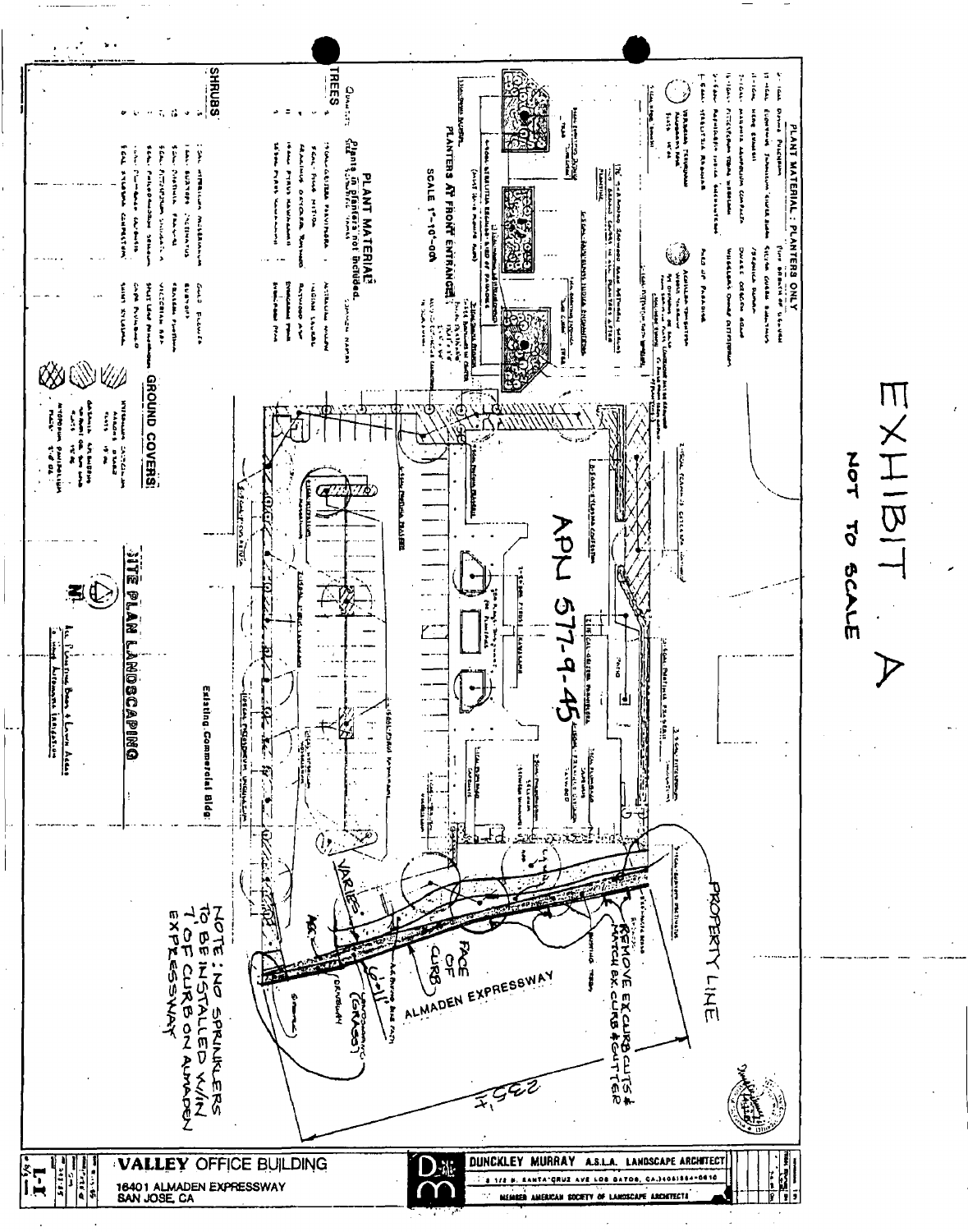# EXHIBIT A

NOT TO SCALE

## PLANT MATERIAL - PLANTERS ONLY

## PLANTERS AT FRONT ENTRANCE

SCALE 1" = 10'-0"

## PLANT MATERIAL

Plants in Planters not included.

**TREES**

**SHRUBS**

**GROUND COVERS**

APN 577-9-45

## SITE PLAN LANDSCAPING

Existing Commercial Bldg.

PROPERTY LINE

REMOVE EX. CURB CUTS & MATCH EX. CURB & GUTTER

FACE OF CURB

VARIES

ALMADEN EXPRESSWAY

235'±

NOTE: NO SPRINKLERS TO BE INSTALLED W/IN 7' OF CURB ON ALMADEN EXPRESSWAY

**VALLEY OFFICE BUILDING**

16401 ALMADEN EXPRESSWAY
SAN JOSE, CA

**DUNCKLEY MURRAY A.S.L.A. LANDSCAPE ARCHITECT**

MEMBER AMERICAN SOCIETY OF LANDSCAPE ARCHITECTS

L-1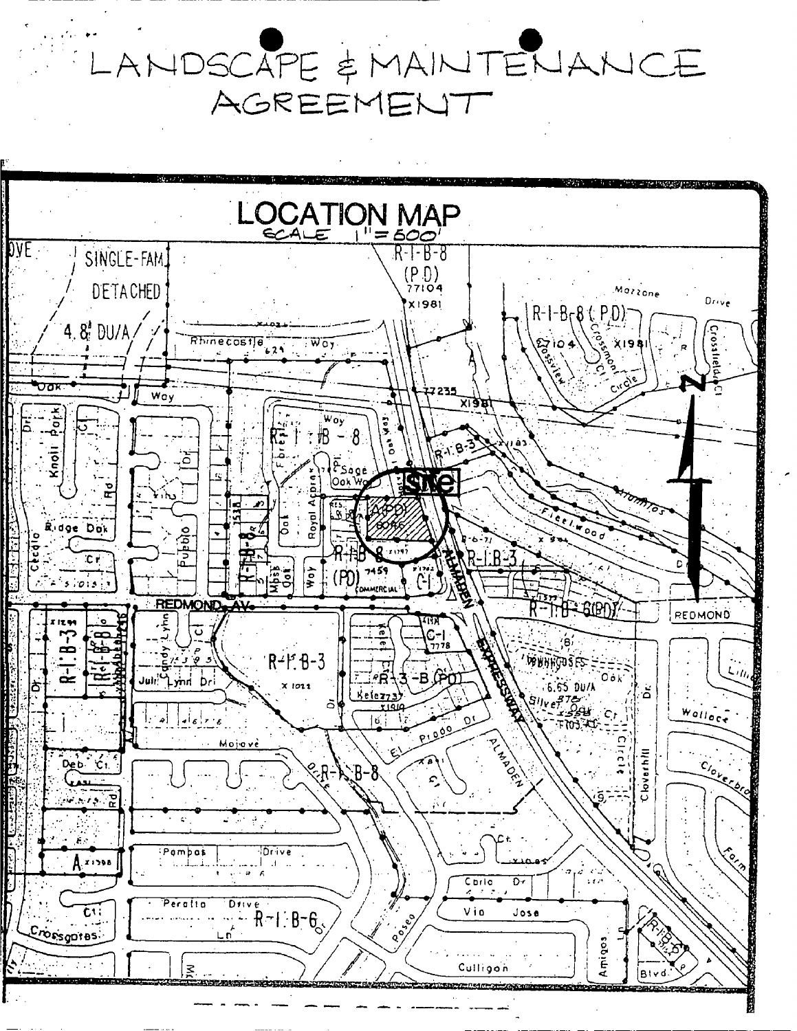# LANDSCAPE & MAINTENANCE AGREEMENT

## LOCATION MAP

SCALE 1" = 500'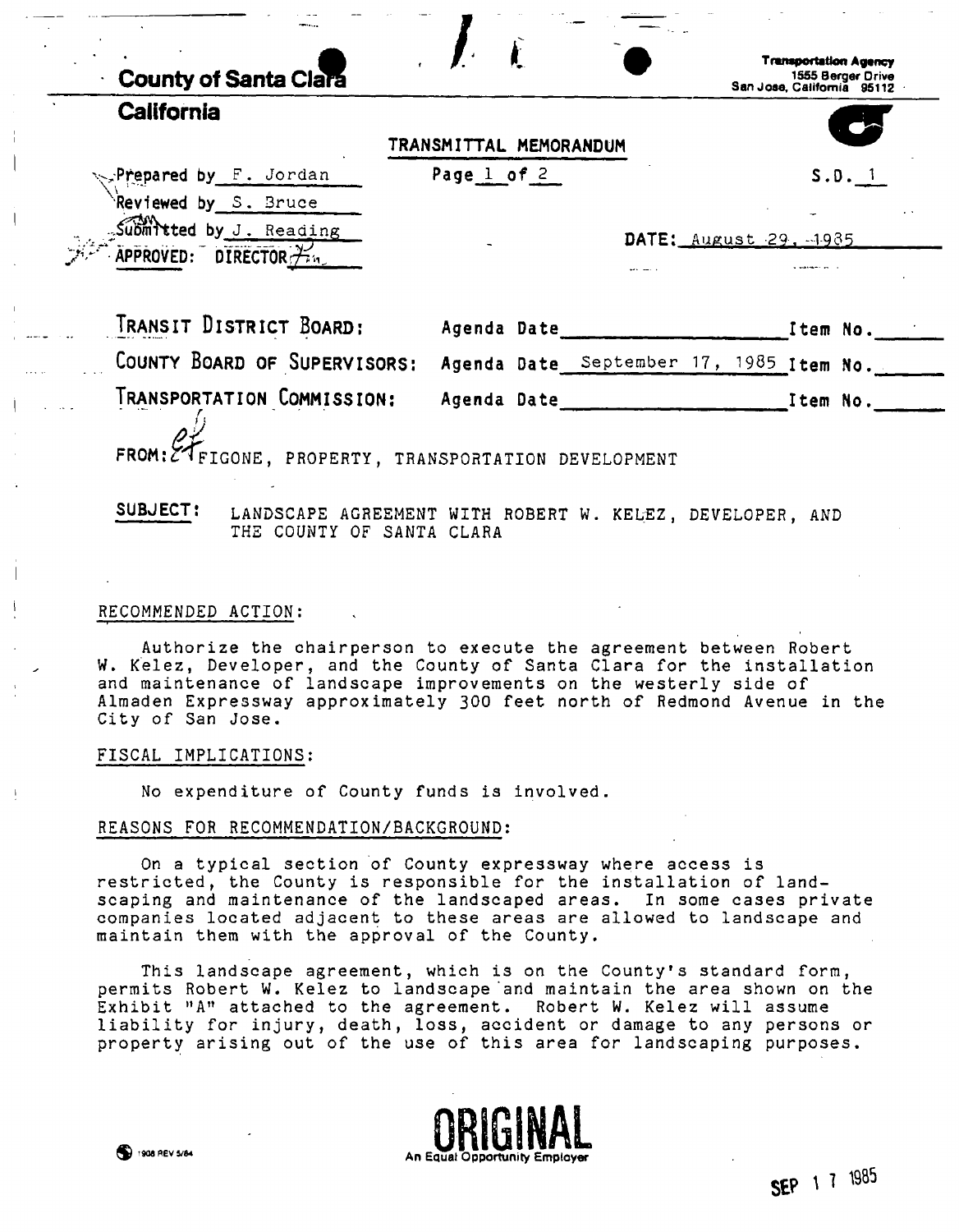**County of Santa Clara**
**California**

**Transportation Agency**
1555 Berger Drive
San Jose, California 95112

**TRANSMITTAL MEMORANDUM**

Prepared by F. Jordan
Reviewed by S. Bruce
Submitted by J. Reading
APPROVED: DIRECTOR

Page 1 of 2

S.D. 1

DATE: August 29, 1985

| | | |
|---|---|---|
| TRANSIT DISTRICT BOARD: | Agenda Date | Item No. |
| COUNTY BOARD OF SUPERVISORS: | Agenda Date September 17, 1985 | Item No. |
| TRANSPORTATION COMMISSION: | Agenda Date | Item No. |

FROM: FIGONE, PROPERTY, TRANSPORTATION DEVELOPMENT

SUBJECT: LANDSCAPE AGREEMENT WITH ROBERT W. KELEZ, DEVELOPER, AND THE COUNTY OF SANTA CLARA

RECOMMENDED ACTION:

Authorize the chairperson to execute the agreement between Robert W. Kelez, Developer, and the County of Santa Clara for the installation and maintenance of landscape improvements on the westerly side of Almaden Expressway approximately 300 feet north of Redmond Avenue in the City of San Jose.

FISCAL IMPLICATIONS:

No expenditure of County funds is involved.

REASONS FOR RECOMMENDATION/BACKGROUND:

On a typical section of County expressway where access is restricted, the County is responsible for the installation of landscaping and maintenance of the landscaped areas. In some cases private companies located adjacent to these areas are allowed to landscape and maintain them with the approval of the County.

This landscape agreement, which is on the County's standard form, permits Robert W. Kelez to landscape and maintain the area shown on the Exhibit "A" attached to the agreement. Robert W. Kelez will assume liability for injury, death, loss, accident or damage to any persons or property arising out of the use of this area for landscaping purposes.

ORIGINAL

An Equal Opportunity Employer

1908 REV 5/84

SEP 17 1985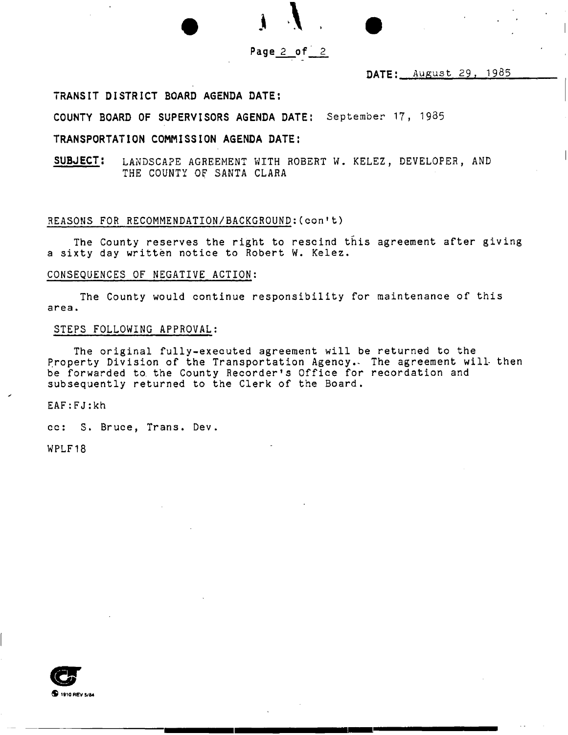**DATE:** August 29, 1985

**TRANSIT DISTRICT BOARD AGENDA DATE:**

**COUNTY BOARD OF SUPERVISORS AGENDA DATE:** September 17, 1985

**TRANSPORTATION COMMISSION AGENDA DATE:**

**SUBJECT:** LANDSCAPE AGREEMENT WITH ROBERT W. KELEZ, DEVELOPER, AND THE COUNTY OF SANTA CLARA

REASONS FOR RECOMMENDATION/BACKGROUND:(con't)

The County reserves the right to rescind this agreement after giving a sixty day written notice to Robert W. Kelez.

CONSEQUENCES OF NEGATIVE ACTION:

The County would continue responsibility for maintenance of this area.

STEPS FOLLOWING APPROVAL:

The original fully-executed agreement will be returned to the Property Division of the Transportation Agency. The agreement will then be forwarded to the County Recorder's Office for recordation and subsequently returned to the Clerk of the Board.

EAF:FJ:kh

cc: S. Bruce, Trans. Dev.

WPLF18

1910 REV 5/84